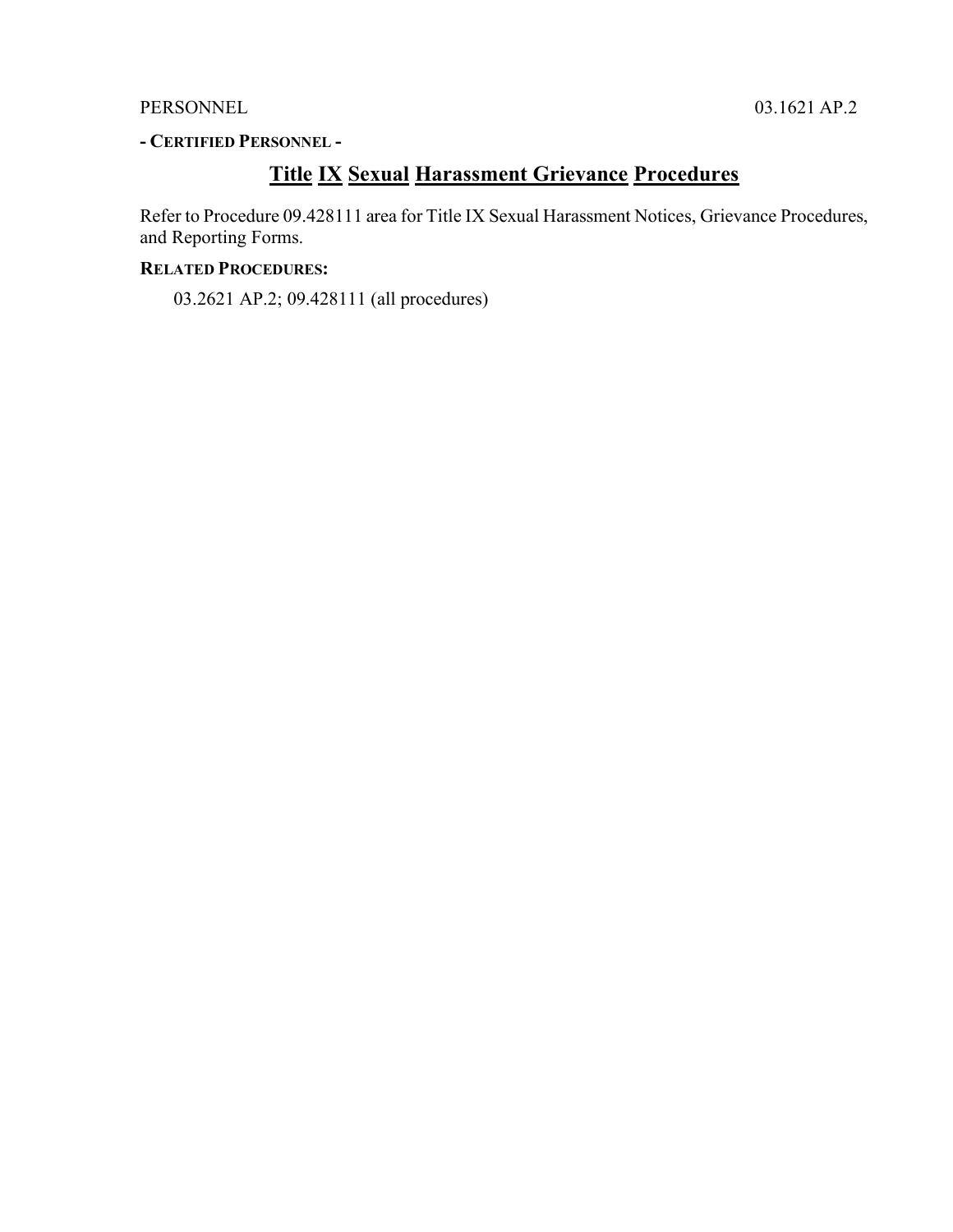PERSONNEL 03.1621 AP.2

**- CERTIFIED PERSONNEL -**

# Title IX Sexual Harassment Grievance Procedures

Refer to Procedure 09.428111 area for Title IX Sexual Harassment Notices, Grievance Procedures, and Reporting Forms.

**RELATED PROCEDURES:**

03.2621 AP.2; 09.428111 (all procedures)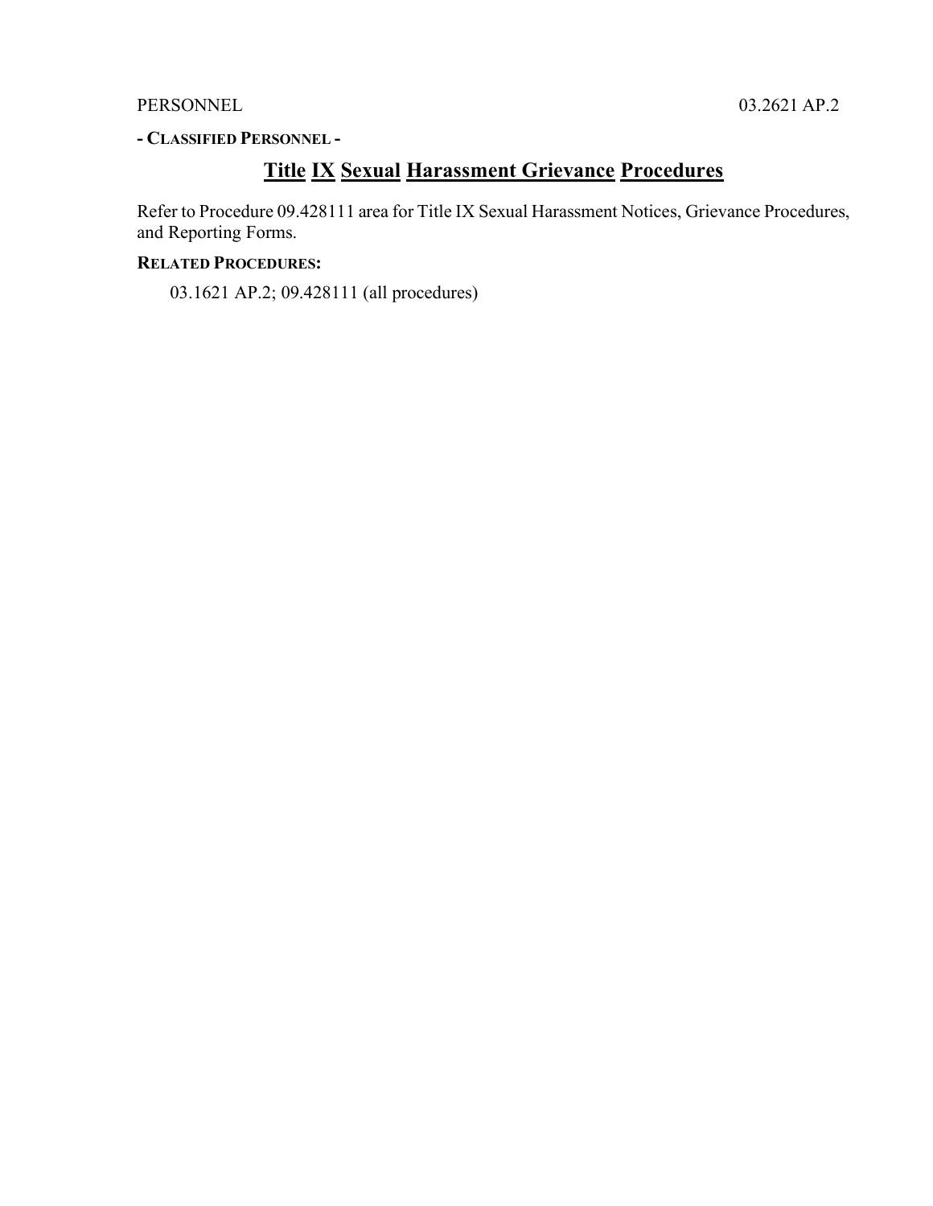PERSONNEL 03.2621 AP.2

**- CLASSIFIED PERSONNEL -**

# Title IX Sexual Harassment Grievance Procedures

Refer to Procedure 09.428111 area for Title IX Sexual Harassment Notices, Grievance Procedures, and Reporting Forms.

**RELATED PROCEDURES:**

03.1621 AP.2; 09.428111 (all procedures)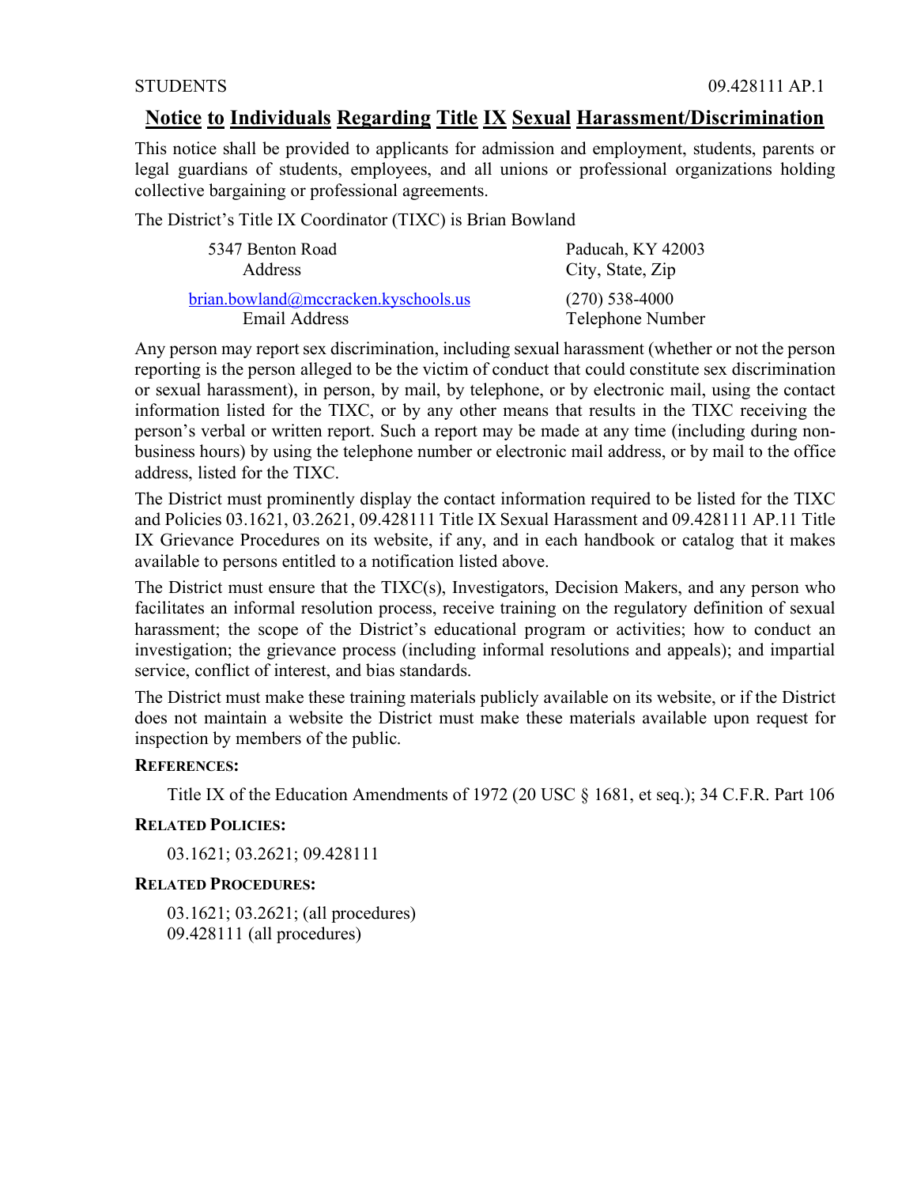# Notice to Individuals Regarding Title IX Sexual Harassment/Discrimination

This notice shall be provided to applicants for admission and employment, students, parents or legal guardians of students, employees, and all unions or professional organizations holding collective bargaining or professional agreements.

The District's Title IX Coordinator (TIXC) is Brian Bowland

| | |
|---|---|
| 5347 Benton Road<br>Address | Paducah, KY 42003<br>City, State, Zip |
| brian.bowland@mccracken.kyschools.us<br>Email Address | (270) 538-4000<br>Telephone Number |

Any person may report sex discrimination, including sexual harassment (whether or not the person reporting is the person alleged to be the victim of conduct that could constitute sex discrimination or sexual harassment), in person, by mail, by telephone, or by electronic mail, using the contact information listed for the TIXC, or by any other means that results in the TIXC receiving the person's verbal or written report. Such a report may be made at any time (including during non-business hours) by using the telephone number or electronic mail address, or by mail to the office address, listed for the TIXC.

The District must prominently display the contact information required to be listed for the TIXC and Policies 03.1621, 03.2621, 09.428111 Title IX Sexual Harassment and 09.428111 AP.11 Title IX Grievance Procedures on its website, if any, and in each handbook or catalog that it makes available to persons entitled to a notification listed above.

The District must ensure that the TIXC(s), Investigators, Decision Makers, and any person who facilitates an informal resolution process, receive training on the regulatory definition of sexual harassment; the scope of the District's educational program or activities; how to conduct an investigation; the grievance process (including informal resolutions and appeals); and impartial service, conflict of interest, and bias standards.

The District must make these training materials publicly available on its website, or if the District does not maintain a website the District must make these materials available upon request for inspection by members of the public.

**References:**

Title IX of the Education Amendments of 1972 (20 USC § 1681, et seq.); 34 C.F.R. Part 106

**Related Policies:**

03.1621; 03.2621; 09.428111

**Related Procedures:**

03.1621; 03.2621; (all procedures)
09.428111 (all procedures)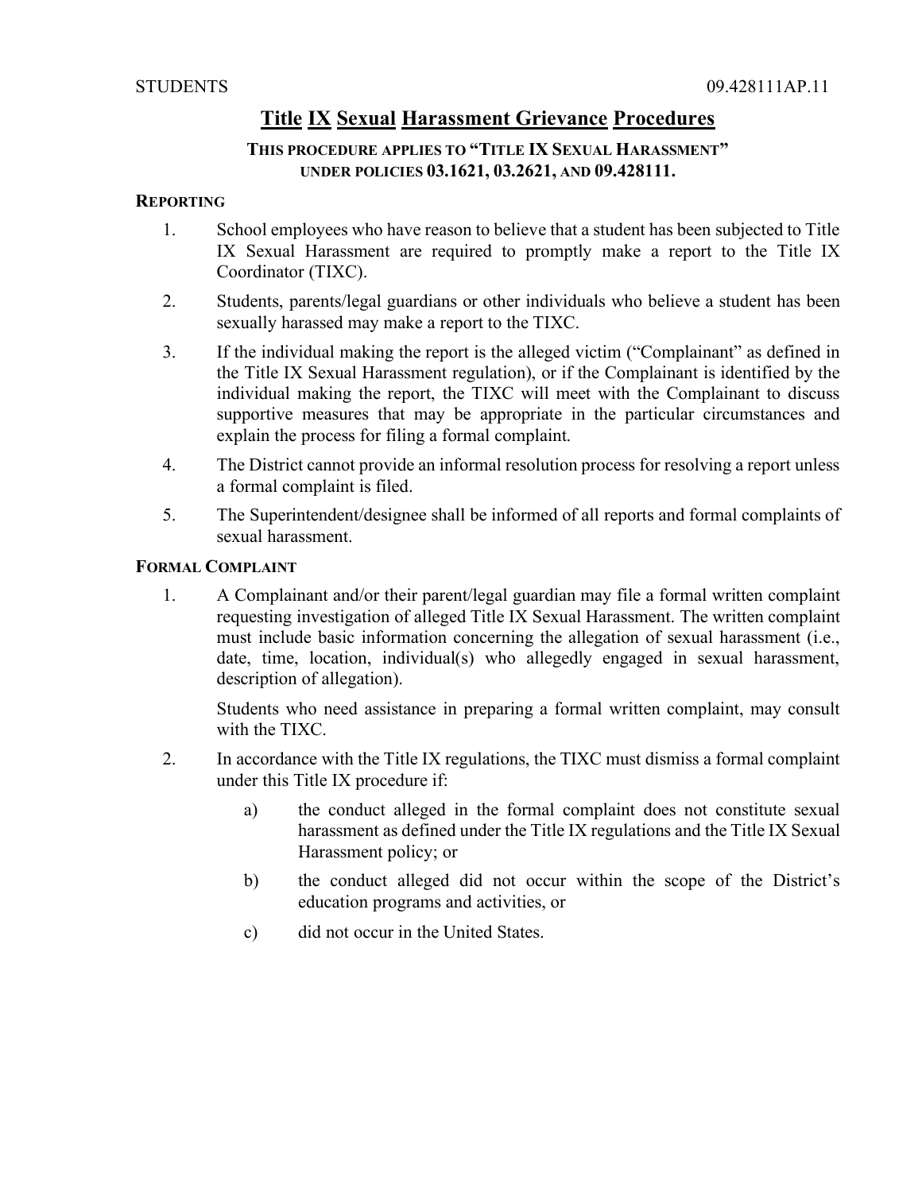# Title IX Sexual Harassment Grievance Procedures

**THIS PROCEDURE APPLIES TO "TITLE IX SEXUAL HARASSMENT" UNDER POLICIES 03.1621, 03.2621, AND 09.428111.**

## REPORTING

1. School employees who have reason to believe that a student has been subjected to Title IX Sexual Harassment are required to promptly make a report to the Title IX Coordinator (TIXC).
2. Students, parents/legal guardians or other individuals who believe a student has been sexually harassed may make a report to the TIXC.
3. If the individual making the report is the alleged victim ("Complainant" as defined in the Title IX Sexual Harassment regulation), or if the Complainant is identified by the individual making the report, the TIXC will meet with the Complainant to discuss supportive measures that may be appropriate in the particular circumstances and explain the process for filing a formal complaint.
4. The District cannot provide an informal resolution process for resolving a report unless a formal complaint is filed.
5. The Superintendent/designee shall be informed of all reports and formal complaints of sexual harassment.

## FORMAL COMPLAINT

1. A Complainant and/or their parent/legal guardian may file a formal written complaint requesting investigation of alleged Title IX Sexual Harassment. The written complaint must include basic information concerning the allegation of sexual harassment (i.e., date, time, location, individual(s) who allegedly engaged in sexual harassment, description of allegation).

   Students who need assistance in preparing a formal written complaint, may consult with the TIXC.

2. In accordance with the Title IX regulations, the TIXC must dismiss a formal complaint under this Title IX procedure if:

   a) the conduct alleged in the formal complaint does not constitute sexual harassment as defined under the Title IX regulations and the Title IX Sexual Harassment policy; or

   b) the conduct alleged did not occur within the scope of the District's education programs and activities, or

   c) did not occur in the United States.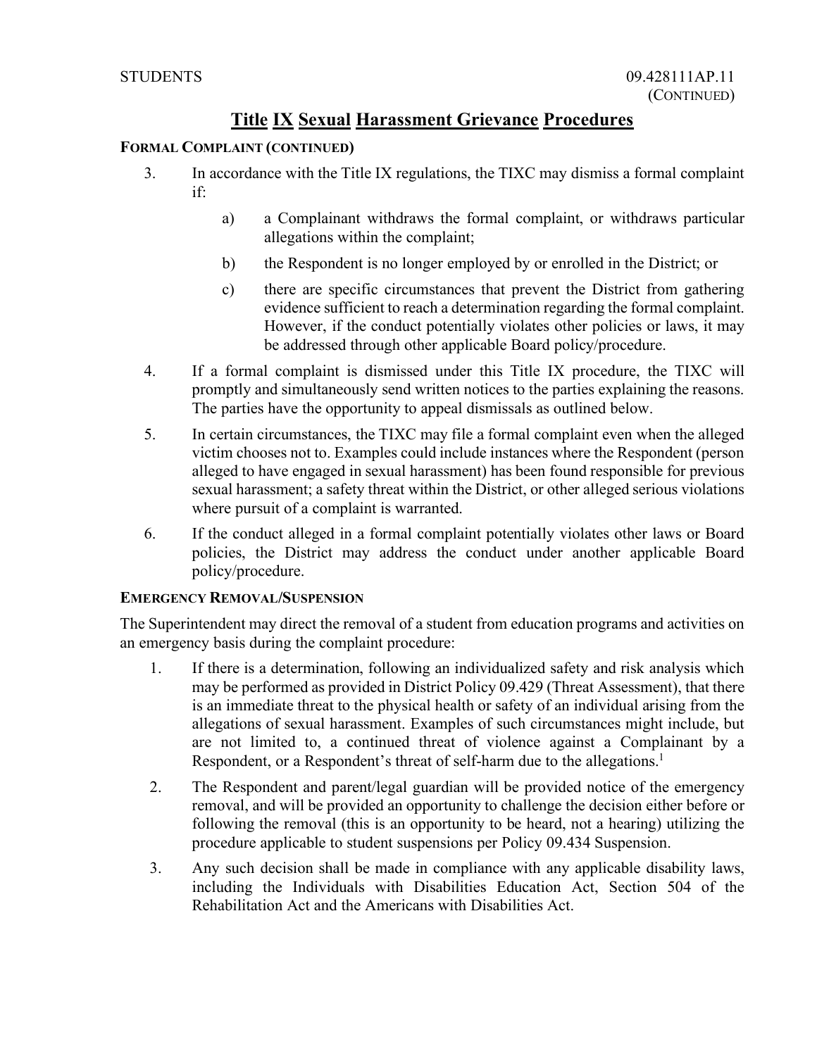# Title IX Sexual Harassment Grievance Procedures

**FORMAL COMPLAINT (CONTINUED)**

3. In accordance with the Title IX regulations, the TIXC may dismiss a formal complaint if:

    a) a Complainant withdraws the formal complaint, or withdraws particular allegations within the complaint;

    b) the Respondent is no longer employed by or enrolled in the District; or

    c) there are specific circumstances that prevent the District from gathering evidence sufficient to reach a determination regarding the formal complaint. However, if the conduct potentially violates other policies or laws, it may be addressed through other applicable Board policy/procedure.

4. If a formal complaint is dismissed under this Title IX procedure, the TIXC will promptly and simultaneously send written notices to the parties explaining the reasons. The parties have the opportunity to appeal dismissals as outlined below.

5. In certain circumstances, the TIXC may file a formal complaint even when the alleged victim chooses not to. Examples could include instances where the Respondent (person alleged to have engaged in sexual harassment) has been found responsible for previous sexual harassment; a safety threat within the District, or other alleged serious violations where pursuit of a complaint is warranted.

6. If the conduct alleged in a formal complaint potentially violates other laws or Board policies, the District may address the conduct under another applicable Board policy/procedure.

**EMERGENCY REMOVAL/SUSPENSION**

The Superintendent may direct the removal of a student from education programs and activities on an emergency basis during the complaint procedure:

1. If there is a determination, following an individualized safety and risk analysis which may be performed as provided in District Policy 09.429 (Threat Assessment), that there is an immediate threat to the physical health or safety of an individual arising from the allegations of sexual harassment. Examples of such circumstances might include, but are not limited to, a continued threat of violence against a Complainant by a Respondent, or a Respondent's threat of self-harm due to the allegations.[1]

2. The Respondent and parent/legal guardian will be provided notice of the emergency removal, and will be provided an opportunity to challenge the decision either before or following the removal (this is an opportunity to be heard, not a hearing) utilizing the procedure applicable to student suspensions per Policy 09.434 Suspension.

3. Any such decision shall be made in compliance with any applicable disability laws, including the Individuals with Disabilities Education Act, Section 504 of the Rehabilitation Act and the Americans with Disabilities Act.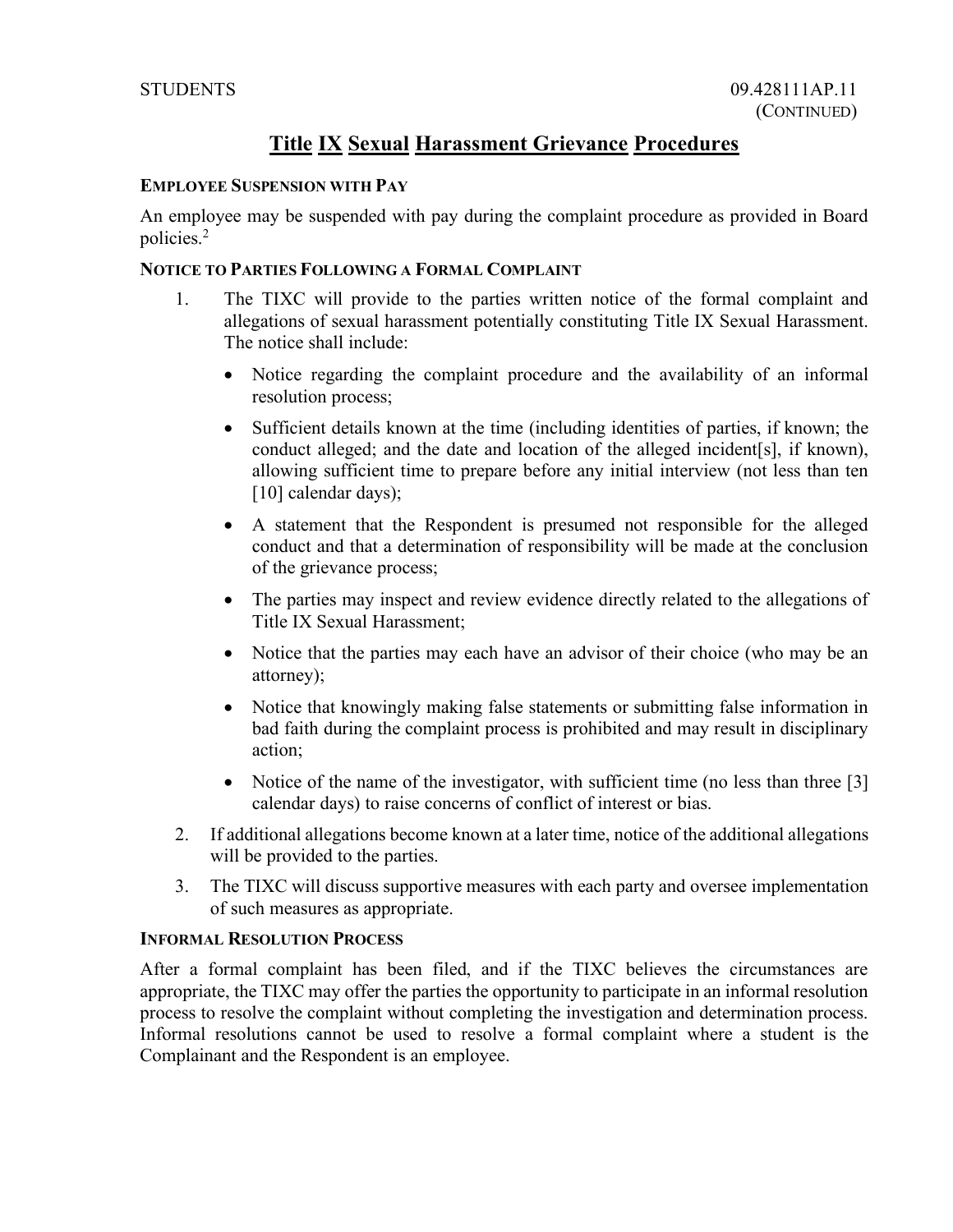# Title IX Sexual Harassment Grievance Procedures

### EMPLOYEE SUSPENSION WITH PAY

An employee may be suspended with pay during the complaint procedure as provided in Board policies.[2]

### NOTICE TO PARTIES FOLLOWING A FORMAL COMPLAINT

1. The TIXC will provide to the parties written notice of the formal complaint and allegations of sexual harassment potentially constituting Title IX Sexual Harassment. The notice shall include:

   - Notice regarding the complaint procedure and the availability of an informal resolution process;
   - Sufficient details known at the time (including identities of parties, if known; the conduct alleged; and the date and location of the alleged incident[s], if known), allowing sufficient time to prepare before any initial interview (not less than ten [10] calendar days);
   - A statement that the Respondent is presumed not responsible for the alleged conduct and that a determination of responsibility will be made at the conclusion of the grievance process;
   - The parties may inspect and review evidence directly related to the allegations of Title IX Sexual Harassment;
   - Notice that the parties may each have an advisor of their choice (who may be an attorney);
   - Notice that knowingly making false statements or submitting false information in bad faith during the complaint process is prohibited and may result in disciplinary action;
   - Notice of the name of the investigator, with sufficient time (no less than three [3] calendar days) to raise concerns of conflict of interest or bias.

2. If additional allegations become known at a later time, notice of the additional allegations will be provided to the parties.

3. The TIXC will discuss supportive measures with each party and oversee implementation of such measures as appropriate.

### INFORMAL RESOLUTION PROCESS

After a formal complaint has been filed, and if the TIXC believes the circumstances are appropriate, the TIXC may offer the parties the opportunity to participate in an informal resolution process to resolve the complaint without completing the investigation and determination process. Informal resolutions cannot be used to resolve a formal complaint where a student is the Complainant and the Respondent is an employee.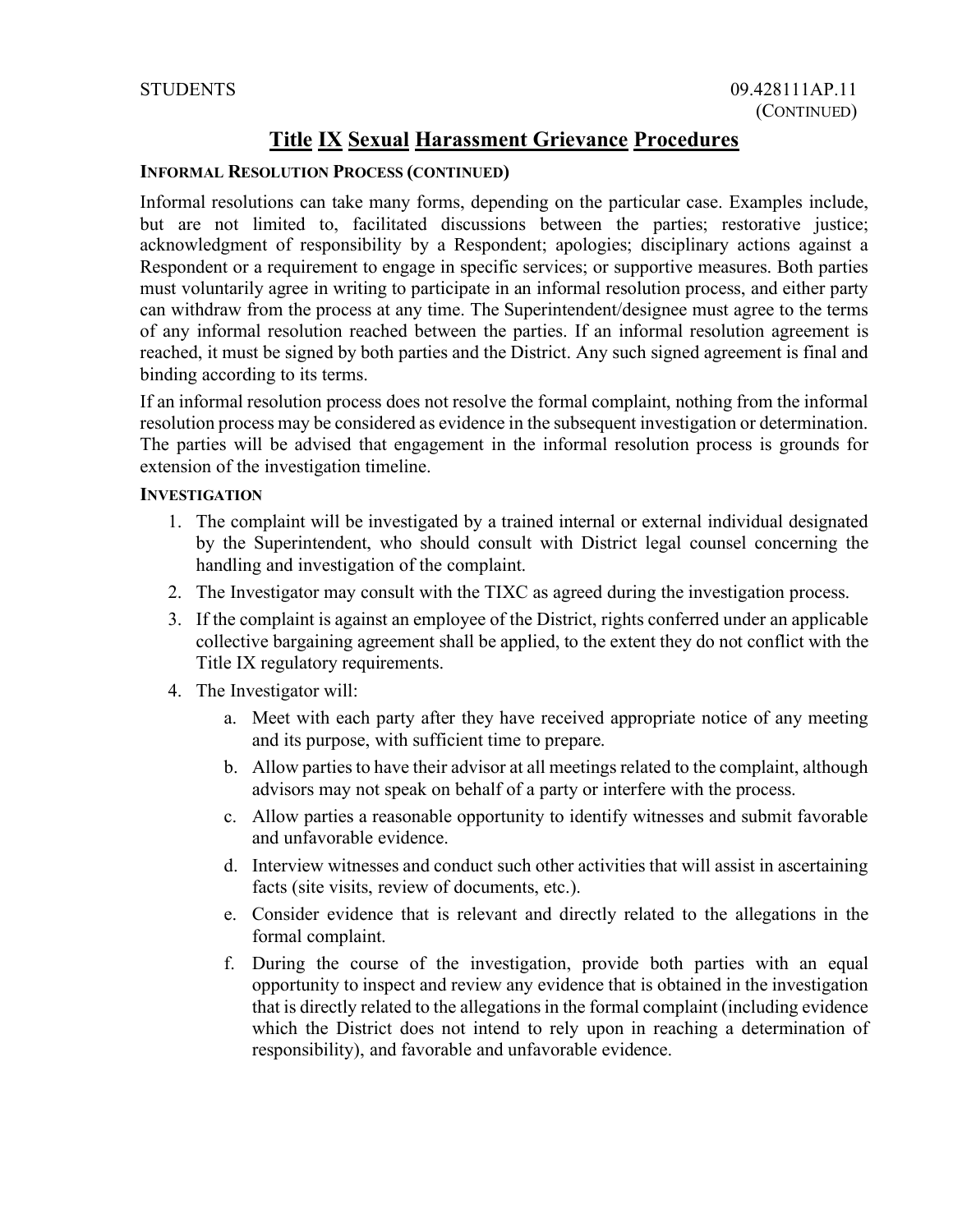## Title IX Sexual Harassment Grievance Procedures

**INFORMAL RESOLUTION PROCESS (CONTINUED)**

Informal resolutions can take many forms, depending on the particular case. Examples include, but are not limited to, facilitated discussions between the parties; restorative justice; acknowledgment of responsibility by a Respondent; apologies; disciplinary actions against a Respondent or a requirement to engage in specific services; or supportive measures. Both parties must voluntarily agree in writing to participate in an informal resolution process, and either party can withdraw from the process at any time. The Superintendent/designee must agree to the terms of any informal resolution reached between the parties. If an informal resolution agreement is reached, it must be signed by both parties and the District. Any such signed agreement is final and binding according to its terms.

If an informal resolution process does not resolve the formal complaint, nothing from the informal resolution process may be considered as evidence in the subsequent investigation or determination. The parties will be advised that engagement in the informal resolution process is grounds for extension of the investigation timeline.

**INVESTIGATION**

1. The complaint will be investigated by a trained internal or external individual designated by the Superintendent, who should consult with District legal counsel concerning the handling and investigation of the complaint.
2. The Investigator may consult with the TIXC as agreed during the investigation process.
3. If the complaint is against an employee of the District, rights conferred under an applicable collective bargaining agreement shall be applied, to the extent they do not conflict with the Title IX regulatory requirements.
4. The Investigator will:
   a. Meet with each party after they have received appropriate notice of any meeting and its purpose, with sufficient time to prepare.
   b. Allow parties to have their advisor at all meetings related to the complaint, although advisors may not speak on behalf of a party or interfere with the process.
   c. Allow parties a reasonable opportunity to identify witnesses and submit favorable and unfavorable evidence.
   d. Interview witnesses and conduct such other activities that will assist in ascertaining facts (site visits, review of documents, etc.).
   e. Consider evidence that is relevant and directly related to the allegations in the formal complaint.
   f. During the course of the investigation, provide both parties with an equal opportunity to inspect and review any evidence that is obtained in the investigation that is directly related to the allegations in the formal complaint (including evidence which the District does not intend to rely upon in reaching a determination of responsibility), and favorable and unfavorable evidence.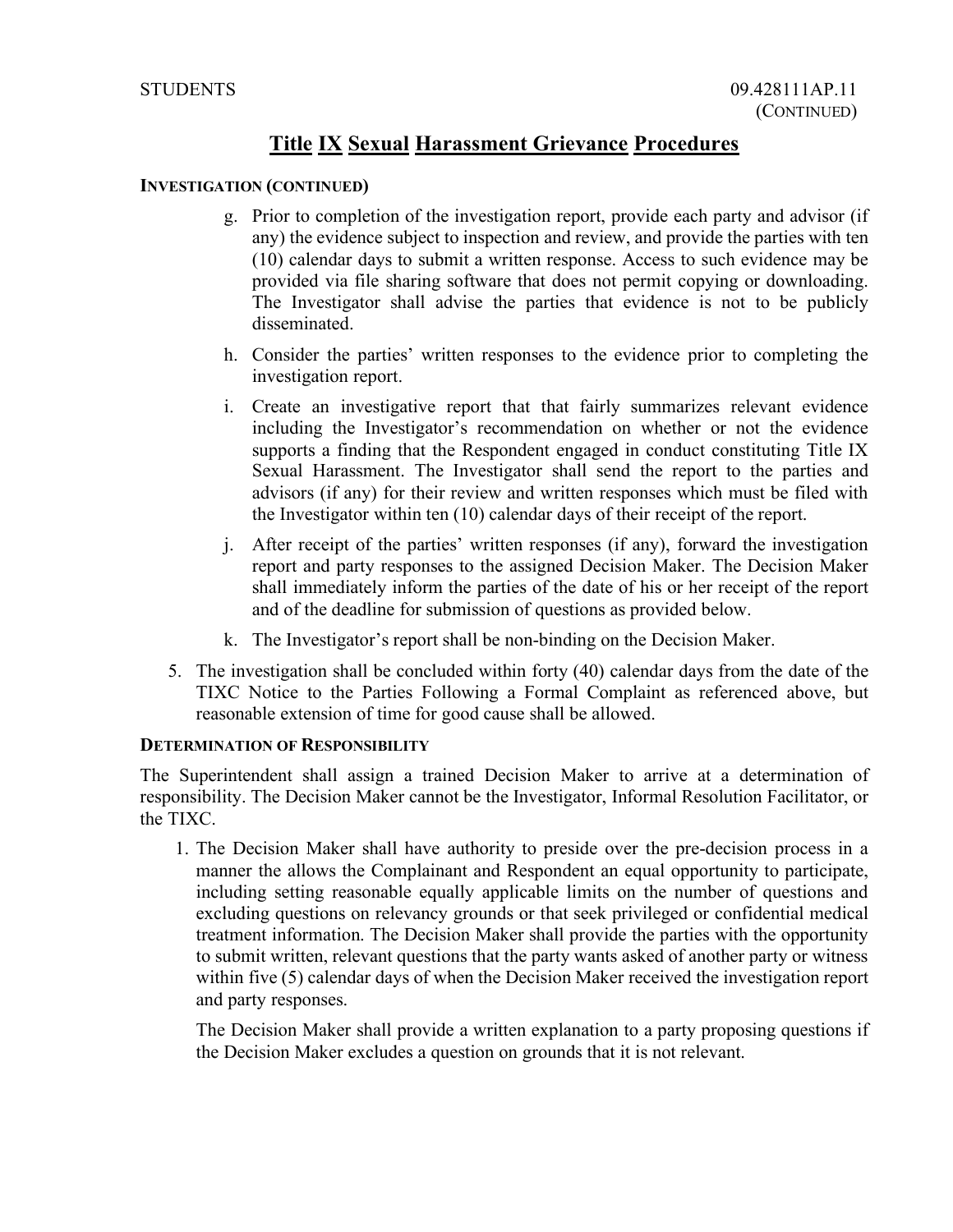## Title IX Sexual Harassment Grievance Procedures

**INVESTIGATION (CONTINUED)**

g. Prior to completion of the investigation report, provide each party and advisor (if any) the evidence subject to inspection and review, and provide the parties with ten (10) calendar days to submit a written response. Access to such evidence may be provided via file sharing software that does not permit copying or downloading. The Investigator shall advise the parties that evidence is not to be publicly disseminated.

h. Consider the parties' written responses to the evidence prior to completing the investigation report.

i. Create an investigative report that that fairly summarizes relevant evidence including the Investigator's recommendation on whether or not the evidence supports a finding that the Respondent engaged in conduct constituting Title IX Sexual Harassment. The Investigator shall send the report to the parties and advisors (if any) for their review and written responses which must be filed with the Investigator within ten (10) calendar days of their receipt of the report.

j. After receipt of the parties' written responses (if any), forward the investigation report and party responses to the assigned Decision Maker. The Decision Maker shall immediately inform the parties of the date of his or her receipt of the report and of the deadline for submission of questions as provided below.

k. The Investigator's report shall be non-binding on the Decision Maker.

5. The investigation shall be concluded within forty (40) calendar days from the date of the TIXC Notice to the Parties Following a Formal Complaint as referenced above, but reasonable extension of time for good cause shall be allowed.

**DETERMINATION OF RESPONSIBILITY**

The Superintendent shall assign a trained Decision Maker to arrive at a determination of responsibility. The Decision Maker cannot be the Investigator, Informal Resolution Facilitator, or the TIXC.

1. The Decision Maker shall have authority to preside over the pre-decision process in a manner the allows the Complainant and Respondent an equal opportunity to participate, including setting reasonable equally applicable limits on the number of questions and excluding questions on relevancy grounds or that seek privileged or confidential medical treatment information. The Decision Maker shall provide the parties with the opportunity to submit written, relevant questions that the party wants asked of another party or witness within five (5) calendar days of when the Decision Maker received the investigation report and party responses.

   The Decision Maker shall provide a written explanation to a party proposing questions if the Decision Maker excludes a question on grounds that it is not relevant.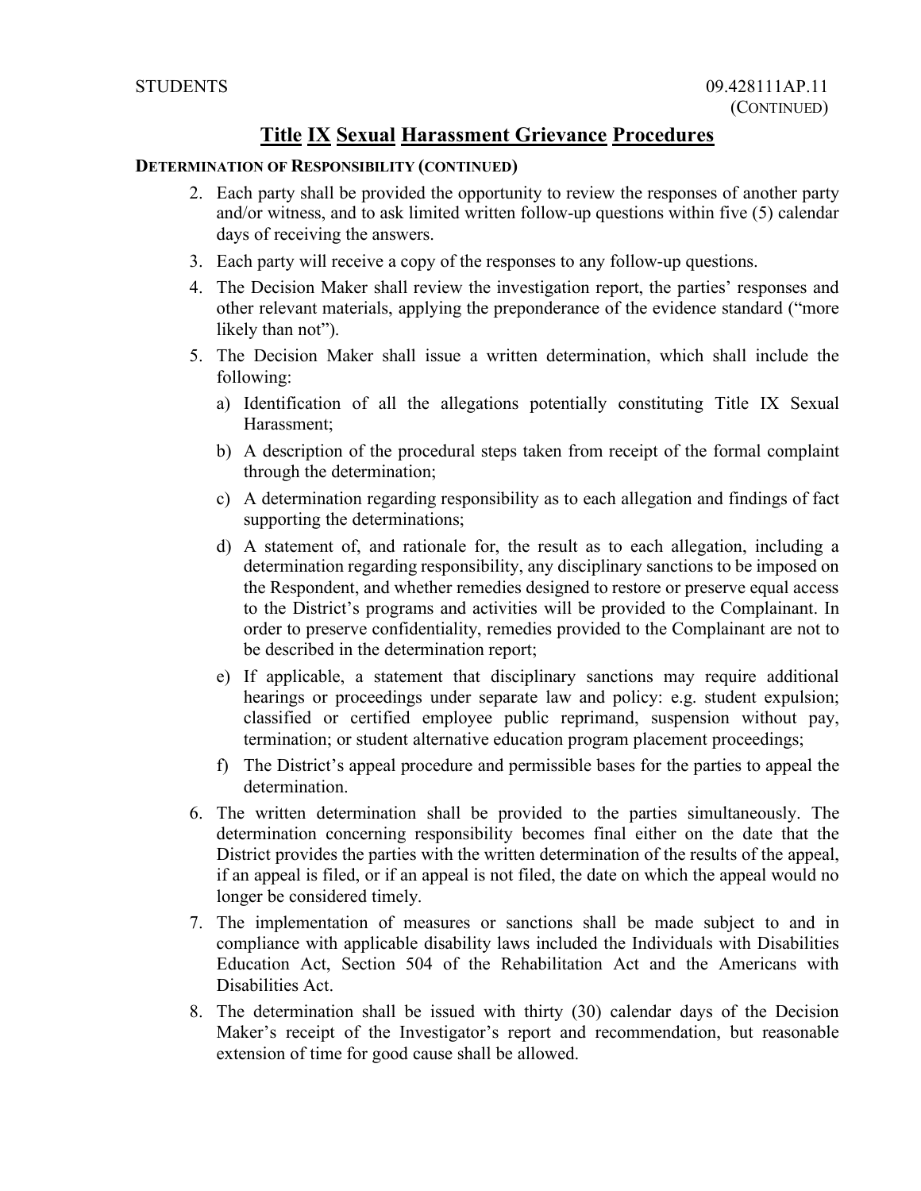## Title IX Sexual Harassment Grievance Procedures

**DETERMINATION OF RESPONSIBILITY (CONTINUED)**

2. Each party shall be provided the opportunity to review the responses of another party and/or witness, and to ask limited written follow-up questions within five (5) calendar days of receiving the answers.
3. Each party will receive a copy of the responses to any follow-up questions.
4. The Decision Maker shall review the investigation report, the parties' responses and other relevant materials, applying the preponderance of the evidence standard ("more likely than not").
5. The Decision Maker shall issue a written determination, which shall include the following:
   a) Identification of all the allegations potentially constituting Title IX Sexual Harassment;
   b) A description of the procedural steps taken from receipt of the formal complaint through the determination;
   c) A determination regarding responsibility as to each allegation and findings of fact supporting the determinations;
   d) A statement of, and rationale for, the result as to each allegation, including a determination regarding responsibility, any disciplinary sanctions to be imposed on the Respondent, and whether remedies designed to restore or preserve equal access to the District's programs and activities will be provided to the Complainant. In order to preserve confidentiality, remedies provided to the Complainant are not to be described in the determination report;
   e) If applicable, a statement that disciplinary sanctions may require additional hearings or proceedings under separate law and policy: e.g. student expulsion; classified or certified employee public reprimand, suspension without pay, termination; or student alternative education program placement proceedings;
   f) The District's appeal procedure and permissible bases for the parties to appeal the determination.
6. The written determination shall be provided to the parties simultaneously. The determination concerning responsibility becomes final either on the date that the District provides the parties with the written determination of the results of the appeal, if an appeal is filed, or if an appeal is not filed, the date on which the appeal would no longer be considered timely.
7. The implementation of measures or sanctions shall be made subject to and in compliance with applicable disability laws included the Individuals with Disabilities Education Act, Section 504 of the Rehabilitation Act and the Americans with Disabilities Act.
8. The determination shall be issued with thirty (30) calendar days of the Decision Maker's receipt of the Investigator's report and recommendation, but reasonable extension of time for good cause shall be allowed.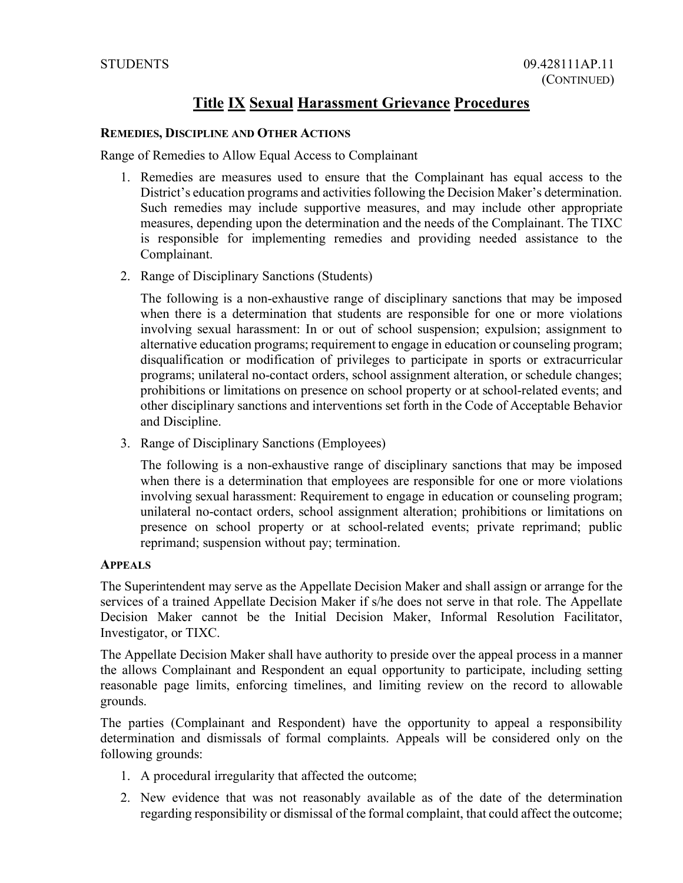# Title IX Sexual Harassment Grievance Procedures

### REMEDIES, DISCIPLINE AND OTHER ACTIONS

Range of Remedies to Allow Equal Access to Complainant

1. Remedies are measures used to ensure that the Complainant has equal access to the District's education programs and activities following the Decision Maker's determination. Such remedies may include supportive measures, and may include other appropriate measures, depending upon the determination and the needs of the Complainant. The TIXC is responsible for implementing remedies and providing needed assistance to the Complainant.

2. Range of Disciplinary Sanctions (Students)

   The following is a non-exhaustive range of disciplinary sanctions that may be imposed when there is a determination that students are responsible for one or more violations involving sexual harassment: In or out of school suspension; expulsion; assignment to alternative education programs; requirement to engage in education or counseling program; disqualification or modification of privileges to participate in sports or extracurricular programs; unilateral no-contact orders, school assignment alteration, or schedule changes; prohibitions or limitations on presence on school property or at school-related events; and other disciplinary sanctions and interventions set forth in the Code of Acceptable Behavior and Discipline.

3. Range of Disciplinary Sanctions (Employees)

   The following is a non-exhaustive range of disciplinary sanctions that may be imposed when there is a determination that employees are responsible for one or more violations involving sexual harassment: Requirement to engage in education or counseling program; unilateral no-contact orders, school assignment alteration; prohibitions or limitations on presence on school property or at school-related events; private reprimand; public reprimand; suspension without pay; termination.

### APPEALS

The Superintendent may serve as the Appellate Decision Maker and shall assign or arrange for the services of a trained Appellate Decision Maker if s/he does not serve in that role. The Appellate Decision Maker cannot be the Initial Decision Maker, Informal Resolution Facilitator, Investigator, or TIXC.

The Appellate Decision Maker shall have authority to preside over the appeal process in a manner the allows Complainant and Respondent an equal opportunity to participate, including setting reasonable page limits, enforcing timelines, and limiting review on the record to allowable grounds.

The parties (Complainant and Respondent) have the opportunity to appeal a responsibility determination and dismissals of formal complaints. Appeals will be considered only on the following grounds:

1. A procedural irregularity that affected the outcome;
2. New evidence that was not reasonably available as of the date of the determination regarding responsibility or dismissal of the formal complaint, that could affect the outcome;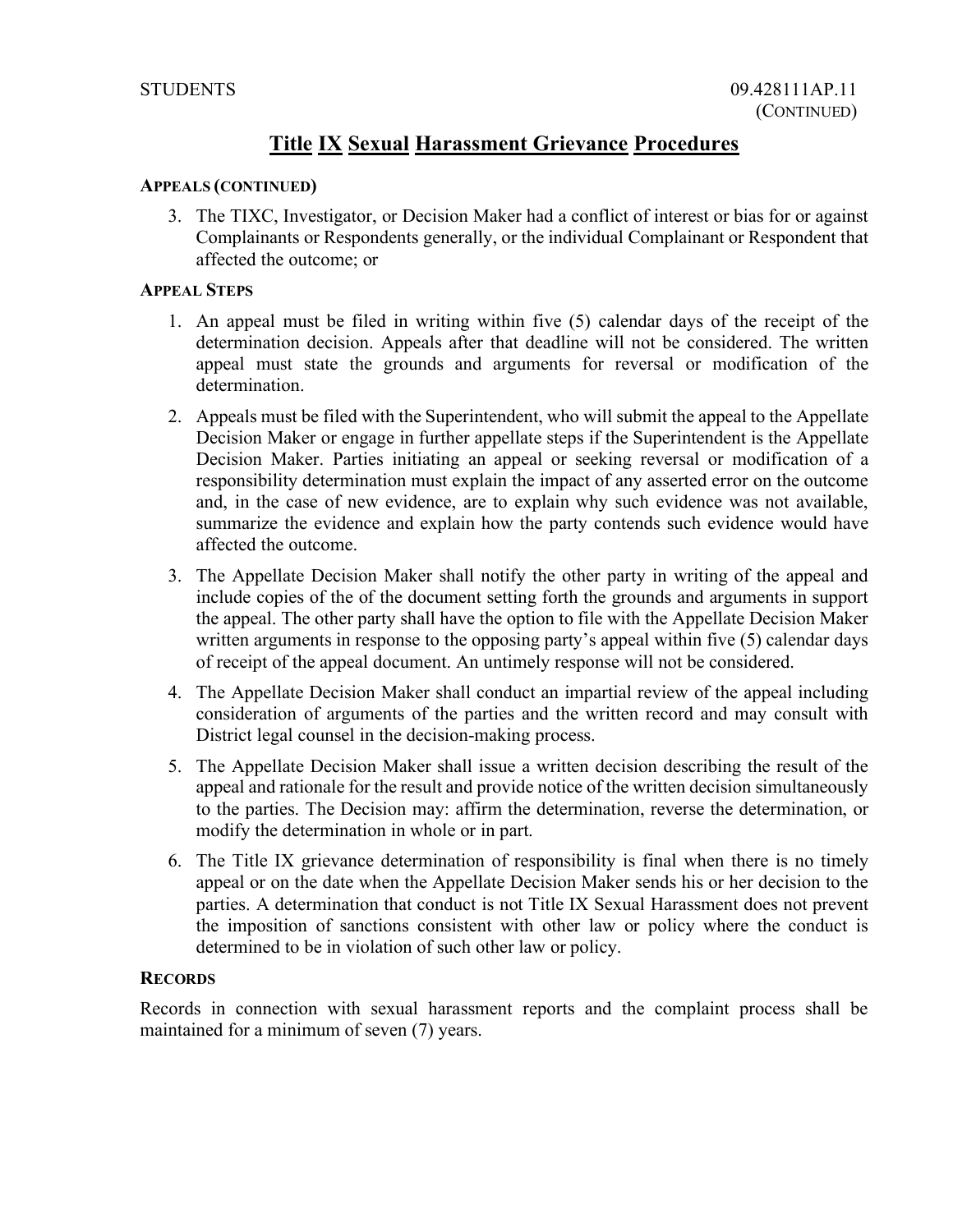# Title IX Sexual Harassment Grievance Procedures

**APPEALS (CONTINUED)**

3. The TIXC, Investigator, or Decision Maker had a conflict of interest or bias for or against Complainants or Respondents generally, or the individual Complainant or Respondent that affected the outcome; or

**APPEAL STEPS**

1. An appeal must be filed in writing within five (5) calendar days of the receipt of the determination decision. Appeals after that deadline will not be considered. The written appeal must state the grounds and arguments for reversal or modification of the determination.
2. Appeals must be filed with the Superintendent, who will submit the appeal to the Appellate Decision Maker or engage in further appellate steps if the Superintendent is the Appellate Decision Maker. Parties initiating an appeal or seeking reversal or modification of a responsibility determination must explain the impact of any asserted error on the outcome and, in the case of new evidence, are to explain why such evidence was not available, summarize the evidence and explain how the party contends such evidence would have affected the outcome.
3. The Appellate Decision Maker shall notify the other party in writing of the appeal and include copies of the of the document setting forth the grounds and arguments in support the appeal. The other party shall have the option to file with the Appellate Decision Maker written arguments in response to the opposing party's appeal within five (5) calendar days of receipt of the appeal document. An untimely response will not be considered.
4. The Appellate Decision Maker shall conduct an impartial review of the appeal including consideration of arguments of the parties and the written record and may consult with District legal counsel in the decision-making process.
5. The Appellate Decision Maker shall issue a written decision describing the result of the appeal and rationale for the result and provide notice of the written decision simultaneously to the parties. The Decision may: affirm the determination, reverse the determination, or modify the determination in whole or in part.
6. The Title IX grievance determination of responsibility is final when there is no timely appeal or on the date when the Appellate Decision Maker sends his or her decision to the parties. A determination that conduct is not Title IX Sexual Harassment does not prevent the imposition of sanctions consistent with other law or policy where the conduct is determined to be in violation of such other law or policy.

**RECORDS**

Records in connection with sexual harassment reports and the complaint process shall be maintained for a minimum of seven (7) years.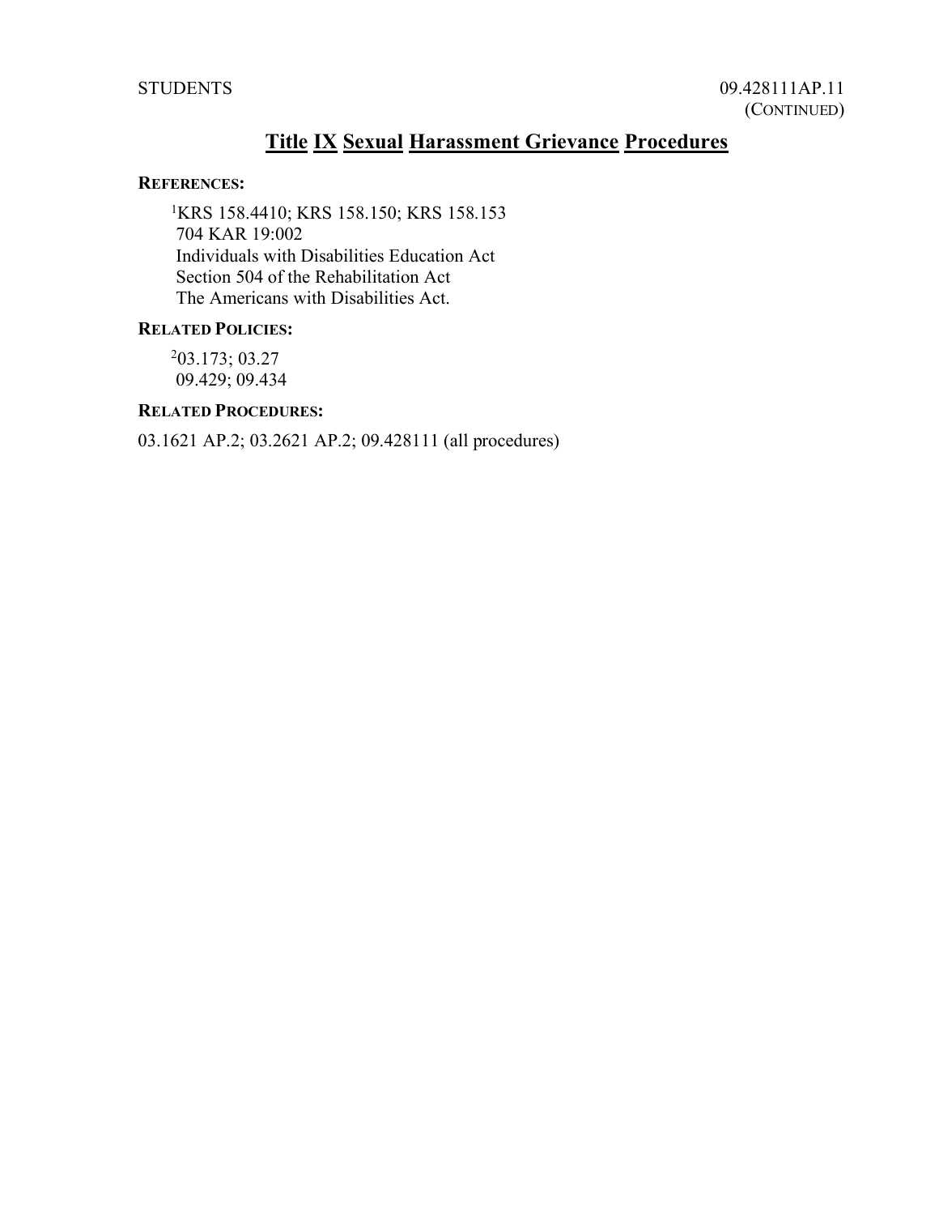# Title IX Sexual Harassment Grievance Procedures

**REFERENCES:**

[1]KRS 158.4410; KRS 158.150; KRS 158.153
704 KAR 19:002
Individuals with Disabilities Education Act
Section 504 of the Rehabilitation Act
The Americans with Disabilities Act.

**RELATED POLICIES:**

[2]03.173; 03.27
09.429; 09.434

**RELATED PROCEDURES:**

03.1621 AP.2; 03.2621 AP.2; 09.428111 (all procedures)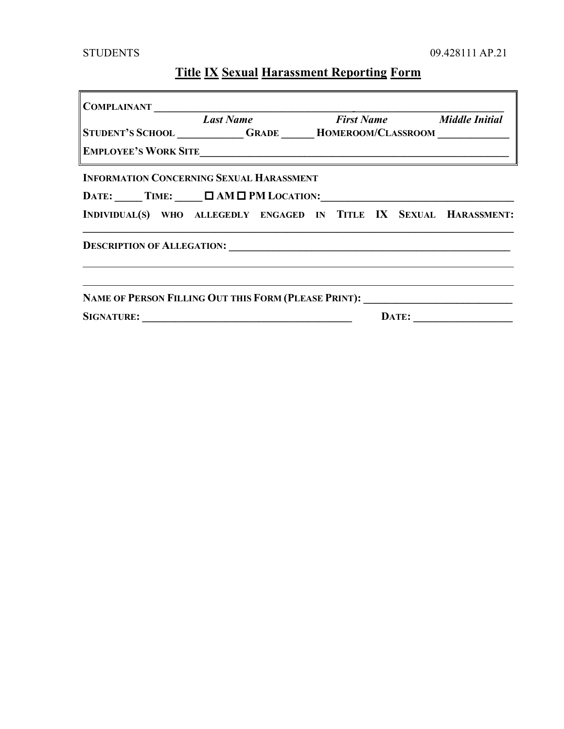# Title IX Sexual Harassment Reporting Form

**COMPLAINANT** ______________________________________________________________

*Last Name* &nbsp;&nbsp;&nbsp;&nbsp; *First Name* &nbsp;&nbsp;&nbsp;&nbsp; *Middle Initial*

**STUDENT'S SCHOOL** ____________ **GRADE** ______ **HOMEROOM/CLASSROOM** _____________

**EMPLOYEE'S WORK SITE** ______________________________________________________________

**INFORMATION CONCERNING SEXUAL HARASSMENT**

**DATE:** _____ **TIME:** _____ ☐ **AM** ☐ **PM** **LOCATION:** ____________________________________

**INDIVIDUAL(S) WHO ALLEGEDLY ENGAGED IN TITLE IX SEXUAL HARASSMENT:**

______________________________________________________________________________

**DESCRIPTION OF ALLEGATION:** ______________________________________________________

______________________________________________________________________________

______________________________________________________________________________

**NAME OF PERSON FILLING OUT THIS FORM (PLEASE PRINT):** ____________________________

**SIGNATURE:** ________________________________________ **DATE:** ___________________